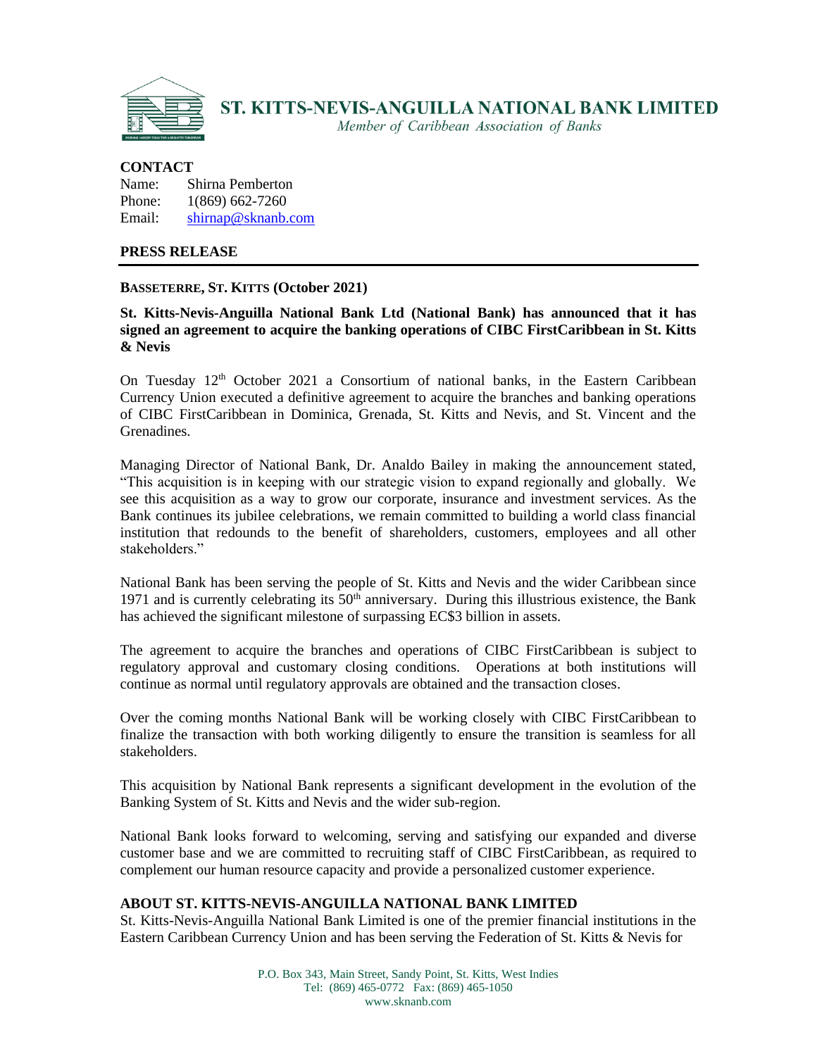# ST. KITTS-NEVIS-ANGUILLA NATIONAL BANK LIMITED

*Member of Caribbean Association of Banks*

**CONTACT**

Name: Shirna Pemberton
Phone: 1(869) 662-7260
Email: shirnap@sknanb.com

**PRESS RELEASE**

---

**BASSETERRE, ST. KITTS (October 2021)**

**St. Kitts-Nevis-Anguilla National Bank Ltd (National Bank) has announced that it has signed an agreement to acquire the banking operations of CIBC FirstCaribbean in St. Kitts & Nevis**

On Tuesday 12th October 2021 a Consortium of national banks, in the Eastern Caribbean Currency Union executed a definitive agreement to acquire the branches and banking operations of CIBC FirstCaribbean in Dominica, Grenada, St. Kitts and Nevis, and St. Vincent and the Grenadines.

Managing Director of National Bank, Dr. Analdo Bailey in making the announcement stated, "This acquisition is in keeping with our strategic vision to expand regionally and globally. We see this acquisition as a way to grow our corporate, insurance and investment services. As the Bank continues its jubilee celebrations, we remain committed to building a world class financial institution that redounds to the benefit of shareholders, customers, employees and all other stakeholders."

National Bank has been serving the people of St. Kitts and Nevis and the wider Caribbean since 1971 and is currently celebrating its 50th anniversary. During this illustrious existence, the Bank has achieved the significant milestone of surpassing EC$3 billion in assets.

The agreement to acquire the branches and operations of CIBC FirstCaribbean is subject to regulatory approval and customary closing conditions. Operations at both institutions will continue as normal until regulatory approvals are obtained and the transaction closes.

Over the coming months National Bank will be working closely with CIBC FirstCaribbean to finalize the transaction with both working diligently to ensure the transition is seamless for all stakeholders.

This acquisition by National Bank represents a significant development in the evolution of the Banking System of St. Kitts and Nevis and the wider sub-region.

National Bank looks forward to welcoming, serving and satisfying our expanded and diverse customer base and we are committed to recruiting staff of CIBC FirstCaribbean, as required to complement our human resource capacity and provide a personalized customer experience.

**ABOUT ST. KITTS-NEVIS-ANGUILLA NATIONAL BANK LIMITED**

St. Kitts-Nevis-Anguilla National Bank Limited is one of the premier financial institutions in the Eastern Caribbean Currency Union and has been serving the Federation of St. Kitts & Nevis for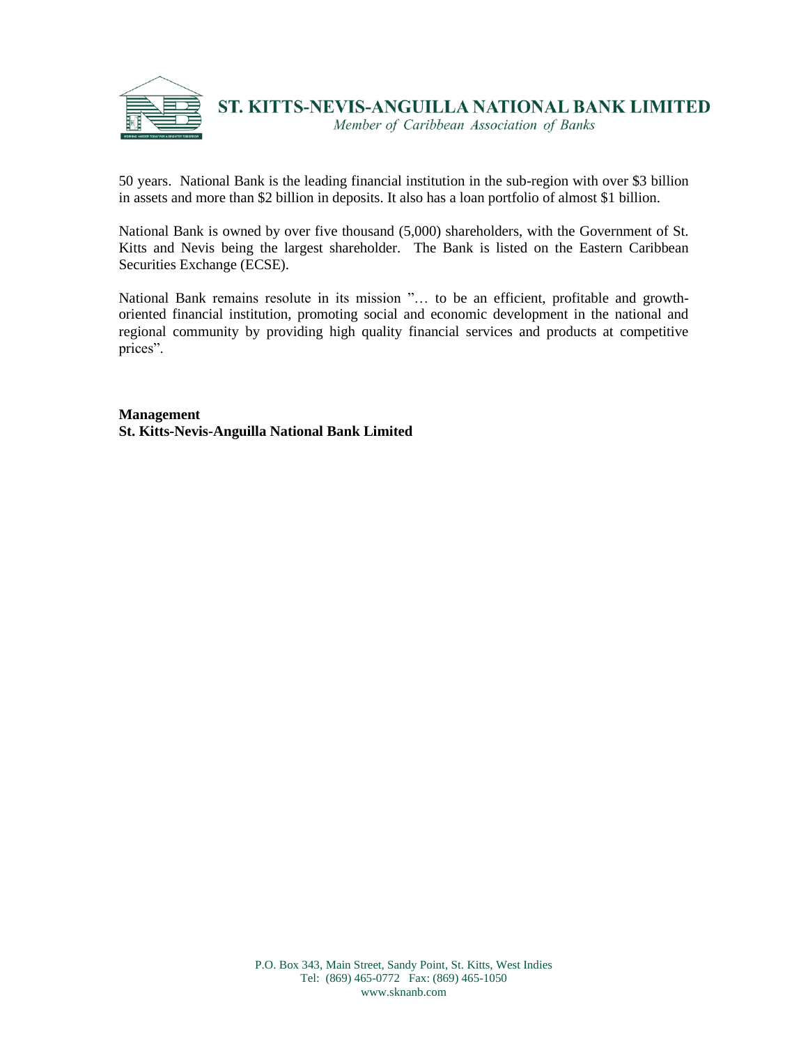50 years. National Bank is the leading financial institution in the sub-region with over $3 billion in assets and more than $2 billion in deposits. It also has a loan portfolio of almost $1 billion.

National Bank is owned by over five thousand (5,000) shareholders, with the Government of St. Kitts and Nevis being the largest shareholder. The Bank is listed on the Eastern Caribbean Securities Exchange (ECSE).

National Bank remains resolute in its mission "… to be an efficient, profitable and growth-oriented financial institution, promoting social and economic development in the national and regional community by providing high quality financial services and products at competitive prices".

**Management**
**St. Kitts-Nevis-Anguilla National Bank Limited**